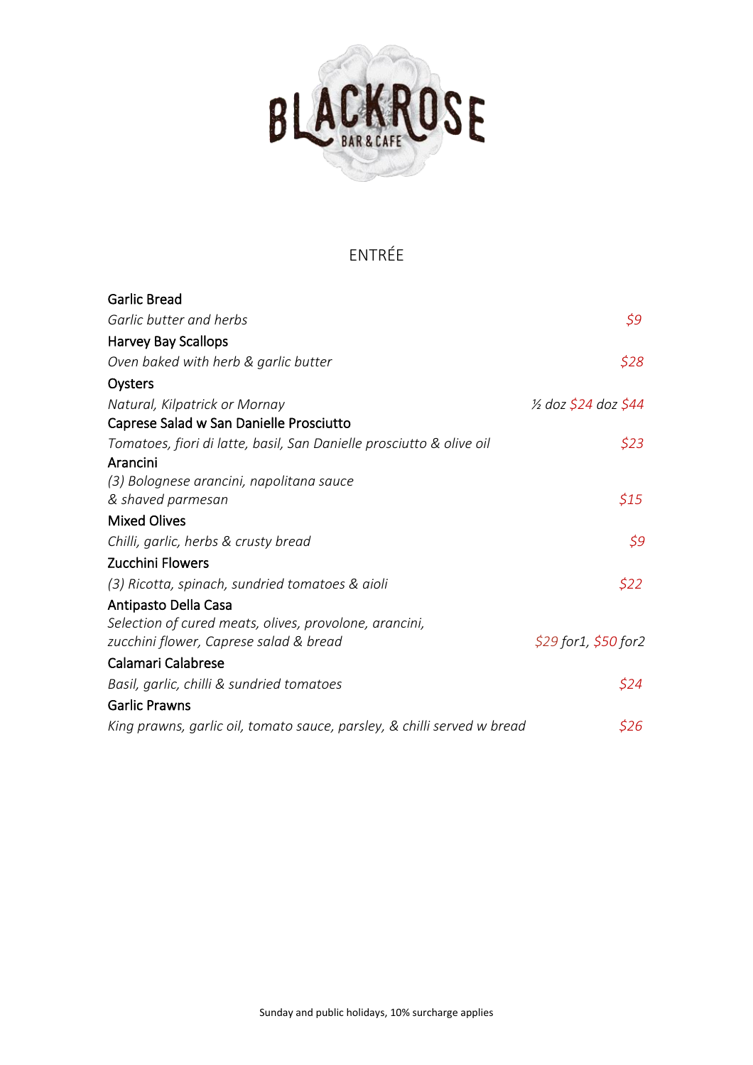# BLACKROSE

BAR & CAFE

## ENTRÉE

**Garlic Bread**
*Garlic butter and herbs* — *$9*

**Harvey Bay Scallops**
*Oven baked with herb & garlic butter* — *$28*

**Oysters**
*Natural, Kilpatrick or Mornay* — *½ doz $24 doz $44*

**Caprese Salad w San Danielle Prosciutto**
*Tomatoes, fiori di latte, basil, San Danielle prosciutto & olive oil* — *$23*

**Arancini**
*(3) Bolognese arancini, napolitana sauce*
*& shaved parmesan* — *$15*

**Mixed Olives**
*Chilli, garlic, herbs & crusty bread* — *$9*

**Zucchini Flowers**
*(3) Ricotta, spinach, sundried tomatoes & aioli* — *$22*

**Antipasto Della Casa**
*Selection of cured meats, olives, provolone, arancini,*
*zucchini flower, Caprese salad & bread* — *$29 for1, $50 for2*

**Calamari Calabrese**
*Basil, garlic, chilli & sundried tomatoes* — *$24*

**Garlic Prawns**
*King prawns, garlic oil, tomato sauce, parsley, & chilli served w bread* — *$26*

Sunday and public holidays, 10% surcharge applies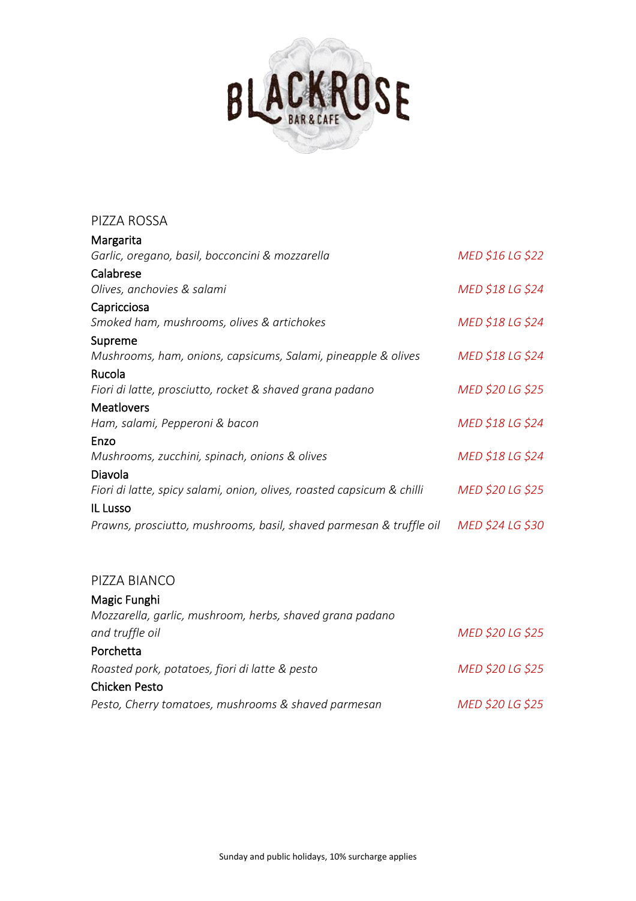# BLACKROSE BAR & CAFE

## PIZZA ROSSA

**Margarita**
*Garlic, oregano, basil, bocconcini & mozzarella* — *MED $16 LG $22*

**Calabrese**
*Olives, anchovies & salami* — *MED $18 LG $24*

**Capricciosa**
*Smoked ham, mushrooms, olives & artichokes* — *MED $18 LG $24*

**Supreme**
*Mushrooms, ham, onions, capsicums, Salami, pineapple & olives* — *MED $18 LG $24*

**Rucola**
*Fiori di latte, prosciutto, rocket & shaved grana padano* — *MED $20 LG $25*

**Meatlovers**
*Ham, salami, Pepperoni & bacon* — *MED $18 LG $24*

**Enzo**
*Mushrooms, zucchini, spinach, onions & olives* — *MED $18 LG $24*

**Diavola**
*Fiori di latte, spicy salami, onion, olives, roasted capsicum & chilli* — *MED $20 LG $25*

**IL Lusso**
*Prawns, prosciutto, mushrooms, basil, shaved parmesan & truffle oil* — *MED $24 LG $30*

## PIZZA BIANCO

**Magic Funghi**
*Mozzarella, garlic, mushroom, herbs, shaved grana padano and truffle oil* — *MED $20 LG $25*

**Porchetta**
*Roasted pork, potatoes, fiori di latte & pesto* — *MED $20 LG $25*

**Chicken Pesto**
*Pesto, Cherry tomatoes, mushrooms & shaved parmesan* — *MED $20 LG $25*

Sunday and public holidays, 10% surcharge applies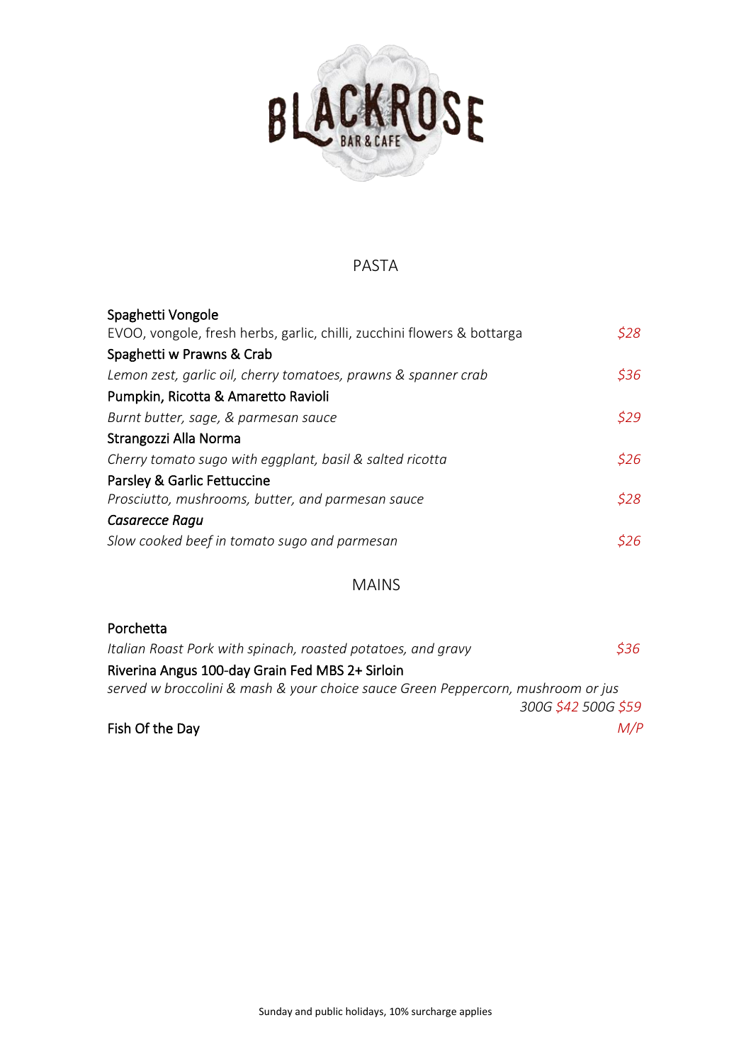# BLACKROSE

BAR & CAFE

## PASTA

**Spaghetti Vongole**
EVOO, vongole, fresh herbs, garlic, chilli, zucchini flowers & bottarga — *$28*

**Spaghetti w Prawns & Crab**
*Lemon zest, garlic oil, cherry tomatoes, prawns & spanner crab* — *$36*

**Pumpkin, Ricotta & Amaretto Ravioli**
*Burnt butter, sage, & parmesan sauce* — *$29*

**Strangozzi Alla Norma**
*Cherry tomato sugo with eggplant, basil & salted ricotta* — *$26*

**Parsley & Garlic Fettuccine**
*Prosciutto, mushrooms, butter, and parmesan sauce* — *$28*

***Casarecce Ragu***
*Slow cooked beef in tomato sugo and parmesan* — *$26*

## MAINS

**Porchetta**
*Italian Roast Pork with spinach, roasted potatoes, and gravy* — *$36*

**Riverina Angus 100-day Grain Fed MBS 2+ Sirloin**
*served w broccolini & mash & your choice sauce Green Peppercorn, mushroom or jus*
*300G $42 500G $59*

**Fish Of the Day** — *M/P*

Sunday and public holidays, 10% surcharge applies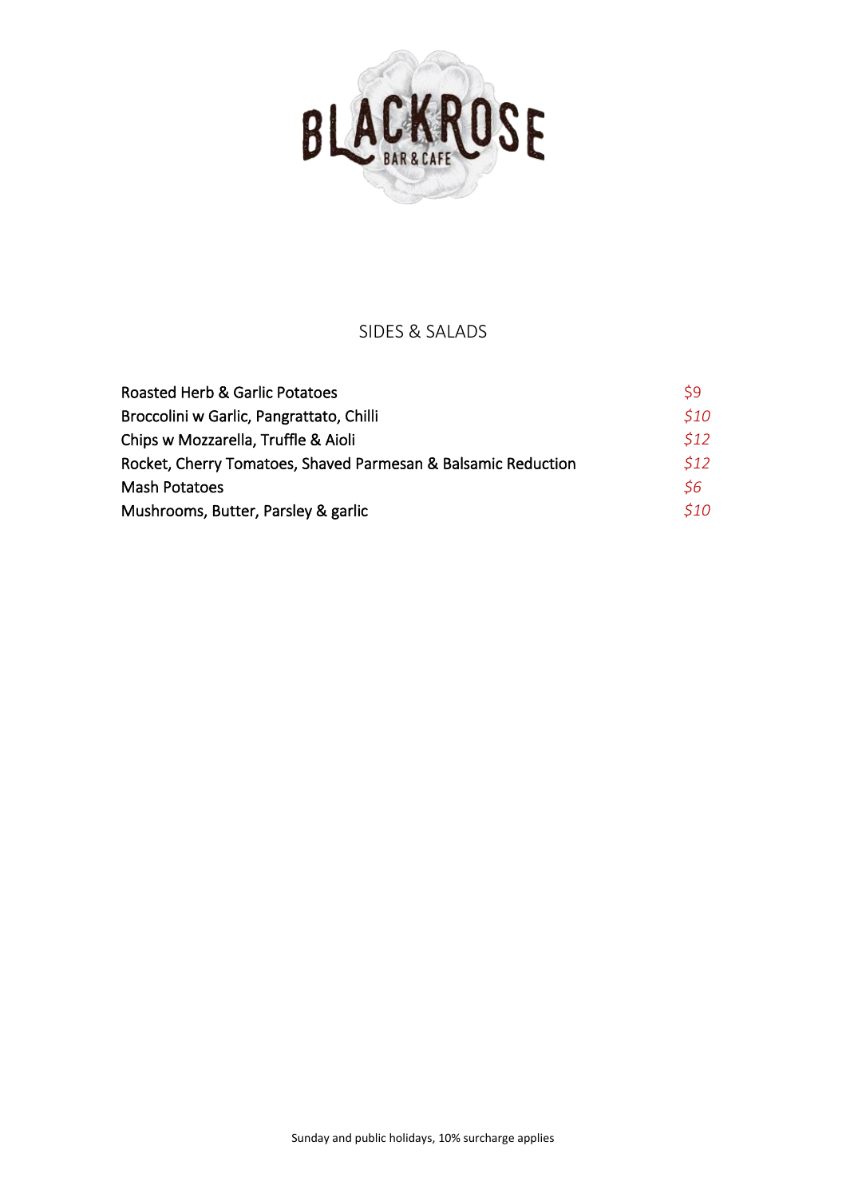# BLACKROSE

BAR & CAFE

## SIDES & SALADS

| | |
|---|---|
| Roasted Herb & Garlic Potatoes | *$9* |
| Broccolini w Garlic, Pangrattato, Chilli | *$10* |
| Chips w Mozzarella, Truffle & Aioli | *$12* |
| Rocket, Cherry Tomatoes, Shaved Parmesan & Balsamic Reduction | *$12* |
| Mash Potatoes | *$6* |
| Mushrooms, Butter, Parsley & garlic | *$10* |

Sunday and public holidays, 10% surcharge applies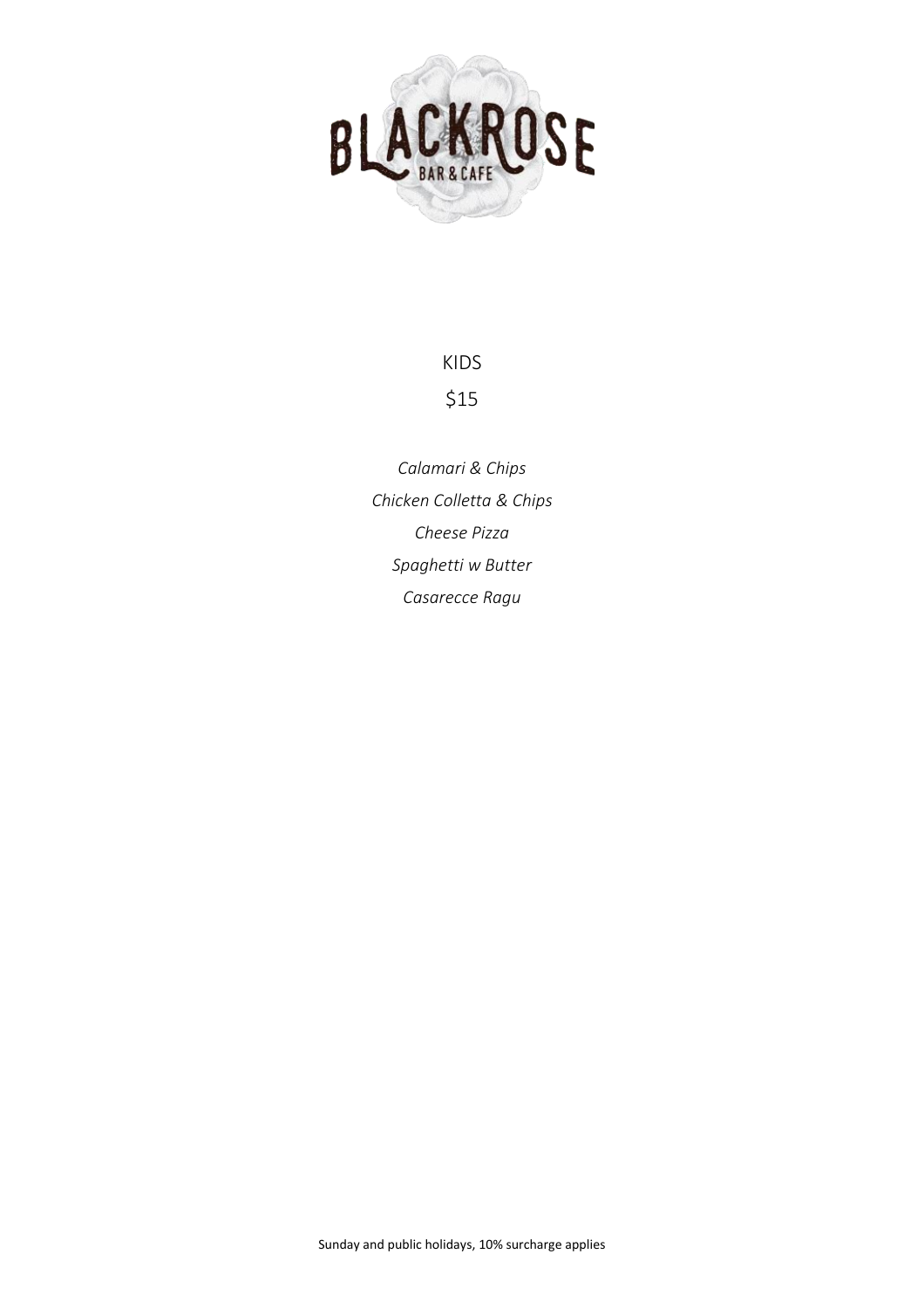BLACKROSE

BAR & CAFE

## KIDS

## $15

*Calamari & Chips*

*Chicken Colletta & Chips*

*Cheese Pizza*

*Spaghetti w Butter*

*Casarecce Ragu*

Sunday and public holidays, 10% surcharge applies